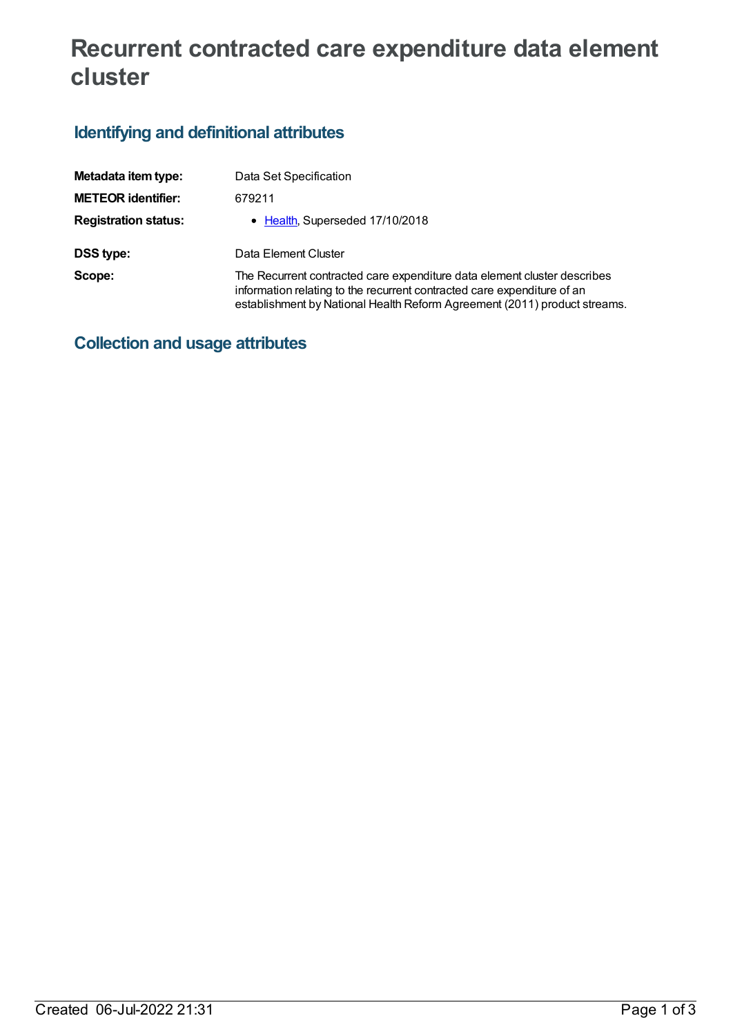# Recurrent contracted care expenditure data element cluster

## Identifying and definitional attributes

| | |
|---|---|
| **Metadata item type:** | Data Set Specification |
| **METEOR identifier:** | 679211 |
| **Registration status:** | • Health, Superseded 17/10/2018 |
| **DSS type:** | Data Element Cluster |
| **Scope:** | The Recurrent contracted care expenditure data element cluster describes information relating to the recurrent contracted care expenditure of an establishment by National Health Reform Agreement (2011) product streams. |

## Collection and usage attributes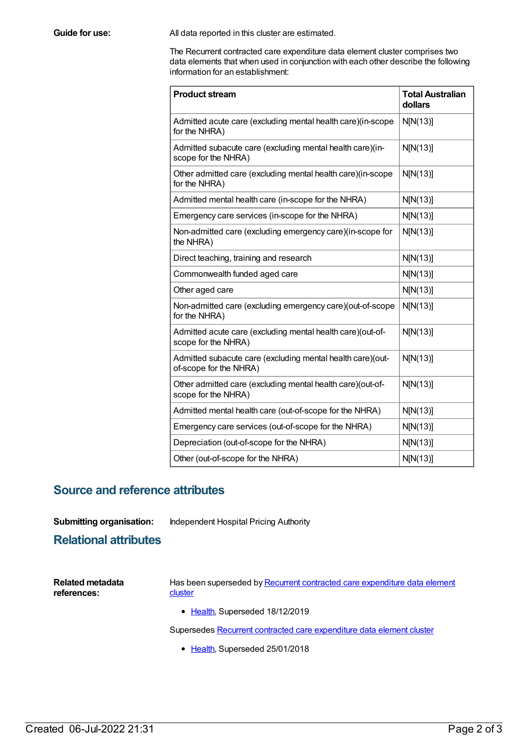**Guide for use:**

All data reported in this cluster are estimated.

The Recurrent contracted care expenditure data element cluster comprises two data elements that when used in conjunction with each other describe the following information for an establishment:

| Product stream | Total Australian dollars |
| --- | --- |
| Admitted acute care (excluding mental health care)(in-scope for the NHRA) | N[N(13)] |
| Admitted subacute care (excluding mental health care)(in-scope for the NHRA) | N[N(13)] |
| Other admitted care (excluding mental health care)(in-scope for the NHRA) | N[N(13)] |
| Admitted mental health care (in-scope for the NHRA) | N[N(13)] |
| Emergency care services (in-scope for the NHRA) | N[N(13)] |
| Non-admitted care (excluding emergency care)(in-scope for the NHRA) | N[N(13)] |
| Direct teaching, training and research | N[N(13)] |
| Commonwealth funded aged care | N[N(13)] |
| Other aged care | N[N(13)] |
| Non-admitted care (excluding emergency care)(out-of-scope for the NHRA) | N[N(13)] |
| Admitted acute care (excluding mental health care)(out-of-scope for the NHRA) | N[N(13)] |
| Admitted subacute care (excluding mental health care)(out-of-scope for the NHRA) | N[N(13)] |
| Other admitted care (excluding mental health care)(out-of-scope for the NHRA) | N[N(13)] |
| Admitted mental health care (out-of-scope for the NHRA) | N[N(13)] |
| Emergency care services (out-of-scope for the NHRA) | N[N(13)] |
| Depreciation (out-of-scope for the NHRA) | N[N(13)] |
| Other (out-of-scope for the NHRA) | N[N(13)] |

## Source and reference attributes

**Submitting organisation:** Independent Hospital Pricing Authority

## Relational attributes

**Related metadata references:**

Has been superseded by Recurrent contracted care expenditure data element cluster

- Health, Superseded 18/12/2019

Supersedes Recurrent contracted care expenditure data element cluster

- Health, Superseded 25/01/2018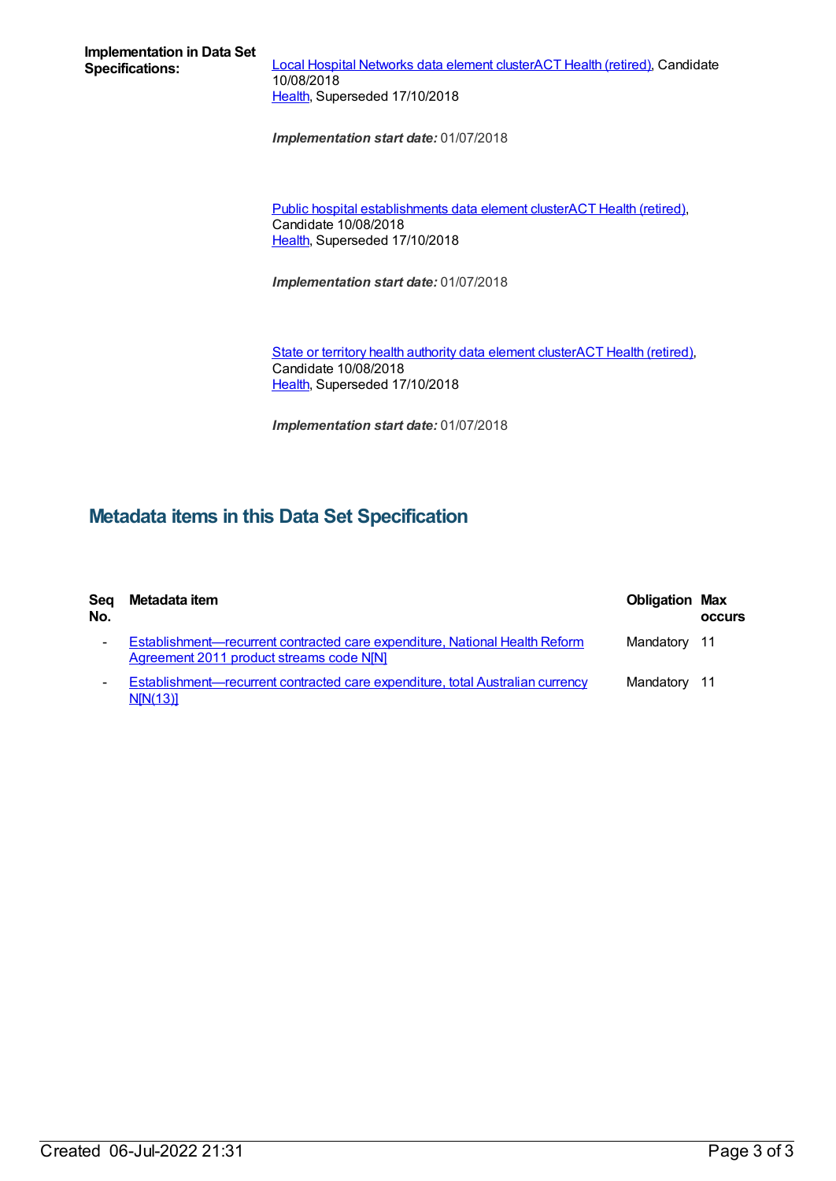**Implementation in Data Set Specifications:**

Local Hospital Networks data element clusterACT Health (retired), Candidate 10/08/2018
Health, Superseded 17/10/2018

***Implementation start date:*** 01/07/2018

Public hospital establishments data element clusterACT Health (retired), Candidate 10/08/2018
Health, Superseded 17/10/2018

***Implementation start date:*** 01/07/2018

State or territory health authority data element clusterACT Health (retired), Candidate 10/08/2018
Health, Superseded 17/10/2018

***Implementation start date:*** 01/07/2018

## Metadata items in this Data Set Specification

| Seq No. | Metadata item | Obligation | Max occurs |
|---|---|---|---|
| - | Establishment—recurrent contracted care expenditure, National Health Reform Agreement 2011 product streams code N[N] | Mandatory | 11 |
| - | Establishment—recurrent contracted care expenditure, total Australian currency N[N(13)] | Mandatory | 11 |